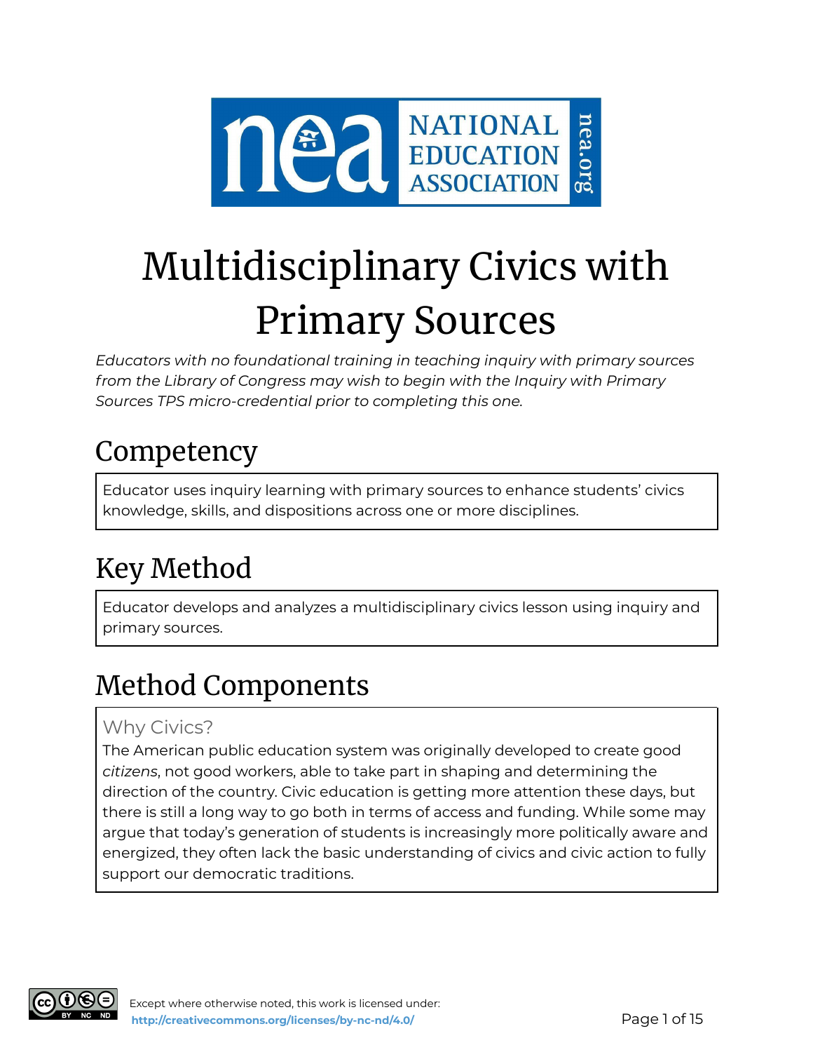# Multidisciplinary Civics with Primary Sources

*Educators with no foundational training in teaching inquiry with primary sources from the Library of Congress may wish to begin with the Inquiry with Primary Sources TPS micro-credential prior to completing this one.*

## Competency

Educator uses inquiry learning with primary sources to enhance students' civics knowledge, skills, and dispositions across one or more disciplines.

## Key Method

Educator develops and analyzes a multidisciplinary civics lesson using inquiry and primary sources.

## Method Components

### Why Civics?

The American public education system was originally developed to create good *citizens*, not good workers, able to take part in shaping and determining the direction of the country. Civic education is getting more attention these days, but there is still a long way to go both in terms of access and funding. While some may argue that today's generation of students is increasingly more politically aware and energized, they often lack the basic understanding of civics and civic action to fully support our democratic traditions.

Except where otherwise noted, this work is licensed under: http://creativecommons.org/licenses/by-nc-nd/4.0/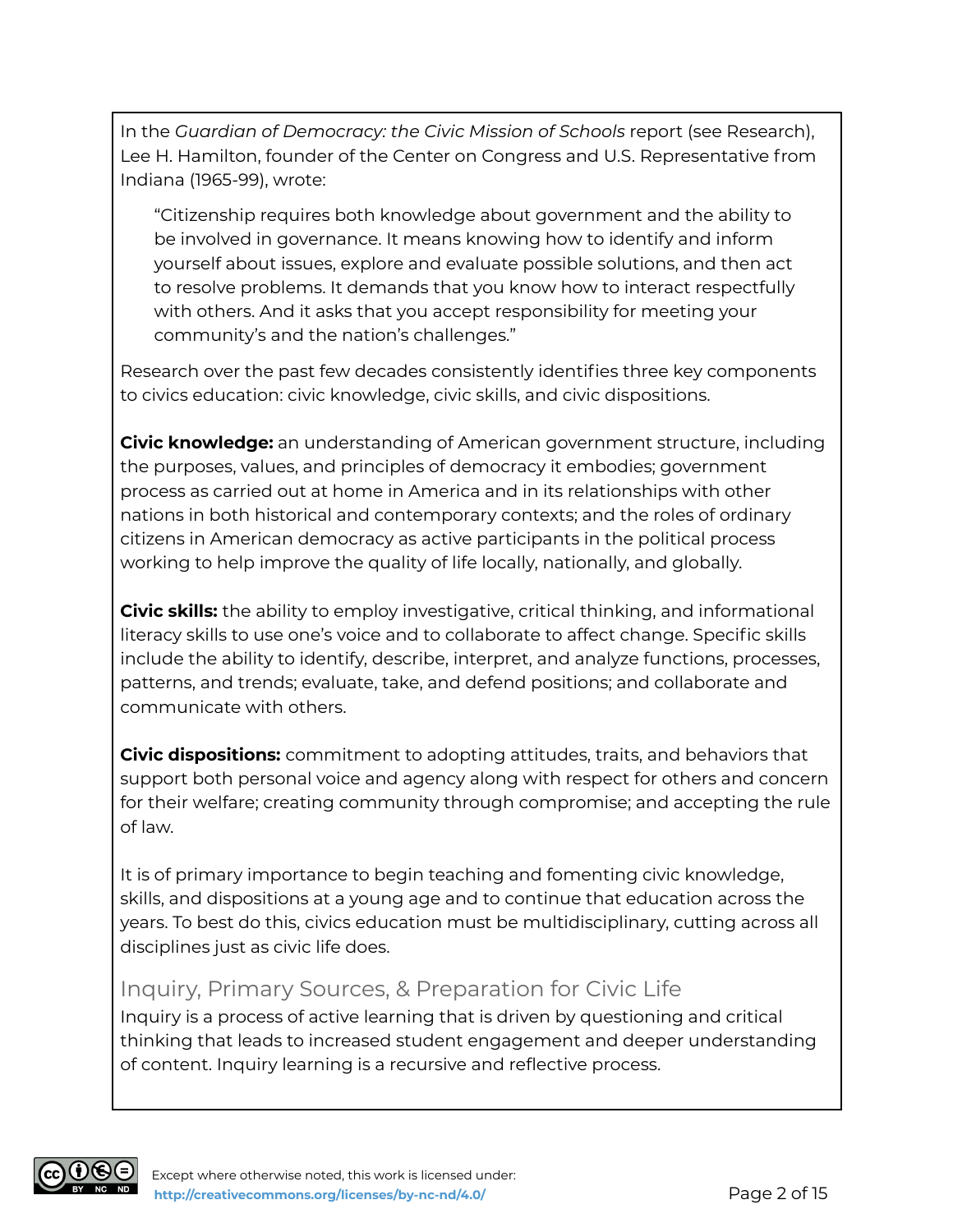In the *Guardian of Democracy: the Civic Mission of Schools* report (see Research), Lee H. Hamilton, founder of the Center on Congress and U.S. Representative from Indiana (1965-99), wrote:

> "Citizenship requires both knowledge about government and the ability to be involved in governance. It means knowing how to identify and inform yourself about issues, explore and evaluate possible solutions, and then act to resolve problems. It demands that you know how to interact respectfully with others. And it asks that you accept responsibility for meeting your community's and the nation's challenges."

Research over the past few decades consistently identifies three key components to civics education: civic knowledge, civic skills, and civic dispositions.

**Civic knowledge:** an understanding of American government structure, including the purposes, values, and principles of democracy it embodies; government process as carried out at home in America and in its relationships with other nations in both historical and contemporary contexts; and the roles of ordinary citizens in American democracy as active participants in the political process working to help improve the quality of life locally, nationally, and globally.

**Civic skills:** the ability to employ investigative, critical thinking, and informational literacy skills to use one's voice and to collaborate to affect change. Specific skills include the ability to identify, describe, interpret, and analyze functions, processes, patterns, and trends; evaluate, take, and defend positions; and collaborate and communicate with others.

**Civic dispositions:** commitment to adopting attitudes, traits, and behaviors that support both personal voice and agency along with respect for others and concern for their welfare; creating community through compromise; and accepting the rule of law.

It is of primary importance to begin teaching and fomenting civic knowledge, skills, and dispositions at a young age and to continue that education across the years. To best do this, civics education must be multidisciplinary, cutting across all disciplines just as civic life does.

## Inquiry, Primary Sources, & Preparation for Civic Life

Inquiry is a process of active learning that is driven by questioning and critical thinking that leads to increased student engagement and deeper understanding of content. Inquiry learning is a recursive and reflective process.

Except where otherwise noted, this work is licensed under: http://creativecommons.org/licenses/by-nc-nd/4.0/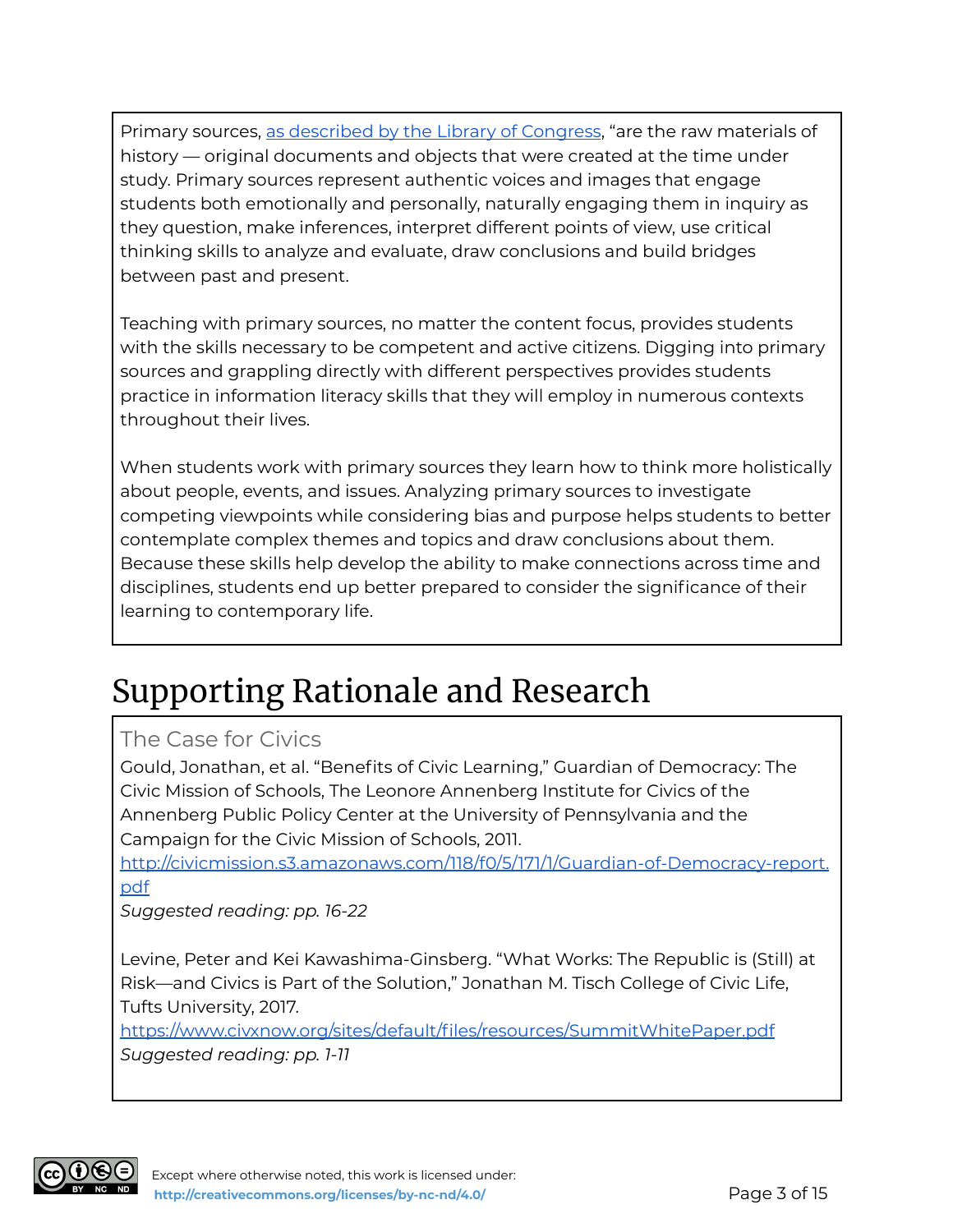Primary sources, [as described by the Library of Congress](), "are the raw materials of history — original documents and objects that were created at the time under study. Primary sources represent authentic voices and images that engage students both emotionally and personally, naturally engaging them in inquiry as they question, make inferences, interpret different points of view, use critical thinking skills to analyze and evaluate, draw conclusions and build bridges between past and present.

Teaching with primary sources, no matter the content focus, provides students with the skills necessary to be competent and active citizens. Digging into primary sources and grappling directly with different perspectives provides students practice in information literacy skills that they will employ in numerous contexts throughout their lives.

When students work with primary sources they learn how to think more holistically about people, events, and issues. Analyzing primary sources to investigate competing viewpoints while considering bias and purpose helps students to better contemplate complex themes and topics and draw conclusions about them. Because these skills help develop the ability to make connections across time and disciplines, students end up better prepared to consider the significance of their learning to contemporary life.

# Supporting Rationale and Research

## The Case for Civics

Gould, Jonathan, et al. "Benefits of Civic Learning," Guardian of Democracy: The Civic Mission of Schools, The Leonore Annenberg Institute for Civics of the Annenberg Public Policy Center at the University of Pennsylvania and the Campaign for the Civic Mission of Schools, 2011.
http://civicmission.s3.amazonaws.com/118/f0/5/171/1/Guardian-of-Democracy-report.pdf
*Suggested reading: pp. 16-22*

Levine, Peter and Kei Kawashima-Ginsberg. "What Works: The Republic is (Still) at Risk—and Civics is Part of the Solution," Jonathan M. Tisch College of Civic Life, Tufts University, 2017.
https://www.civxnow.org/sites/default/files/resources/SummitWhitePaper.pdf
*Suggested reading: pp. 1-11*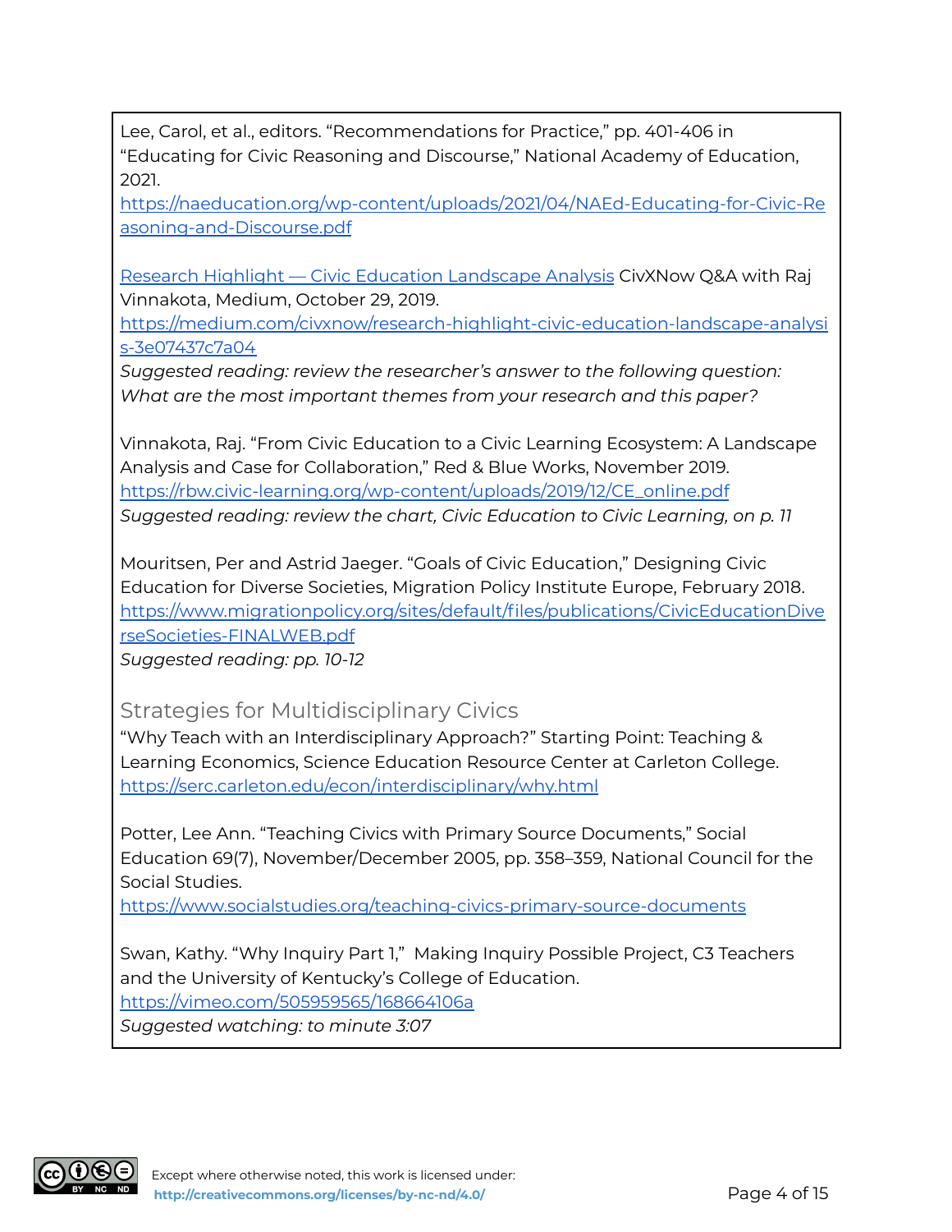Lee, Carol, et al., editors. "Recommendations for Practice," pp. 401-406 in "Educating for Civic Reasoning and Discourse," National Academy of Education, 2021.
https://naeducation.org/wp-content/uploads/2021/04/NAEd-Educating-for-Civic-Reasoning-and-Discourse.pdf

Research Highlight — Civic Education Landscape Analysis CivXNow Q&A with Raj Vinnakota, Medium, October 29, 2019.
https://medium.com/civxnow/research-highlight-civic-education-landscape-analysis-3e07437c7a04
*Suggested reading: review the researcher's answer to the following question: What are the most important themes from your research and this paper?*

Vinnakota, Raj. "From Civic Education to a Civic Learning Ecosystem: A Landscape Analysis and Case for Collaboration," Red & Blue Works, November 2019.
https://rbw.civic-learning.org/wp-content/uploads/2019/12/CE_online.pdf
*Suggested reading: review the chart, Civic Education to Civic Learning, on p. 11*

Mouritsen, Per and Astrid Jaeger. "Goals of Civic Education," Designing Civic Education for Diverse Societies, Migration Policy Institute Europe, February 2018.
https://www.migrationpolicy.org/sites/default/files/publications/CivicEducationDiverseSocieties-FINALWEB.pdf
*Suggested reading: pp. 10-12*

## Strategies for Multidisciplinary Civics

"Why Teach with an Interdisciplinary Approach?" Starting Point: Teaching & Learning Economics, Science Education Resource Center at Carleton College.
https://serc.carleton.edu/econ/interdisciplinary/why.html

Potter, Lee Ann. "Teaching Civics with Primary Source Documents," Social Education 69(7), November/December 2005, pp. 358–359, National Council for the Social Studies.
https://www.socialstudies.org/teaching-civics-primary-source-documents

Swan, Kathy. "Why Inquiry Part 1," Making Inquiry Possible Project, C3 Teachers and the University of Kentucky's College of Education.
https://vimeo.com/505959565/168664106a
*Suggested watching: to minute 3:07*

Except where otherwise noted, this work is licensed under: http://creativecommons.org/licenses/by-nc-nd/4.0/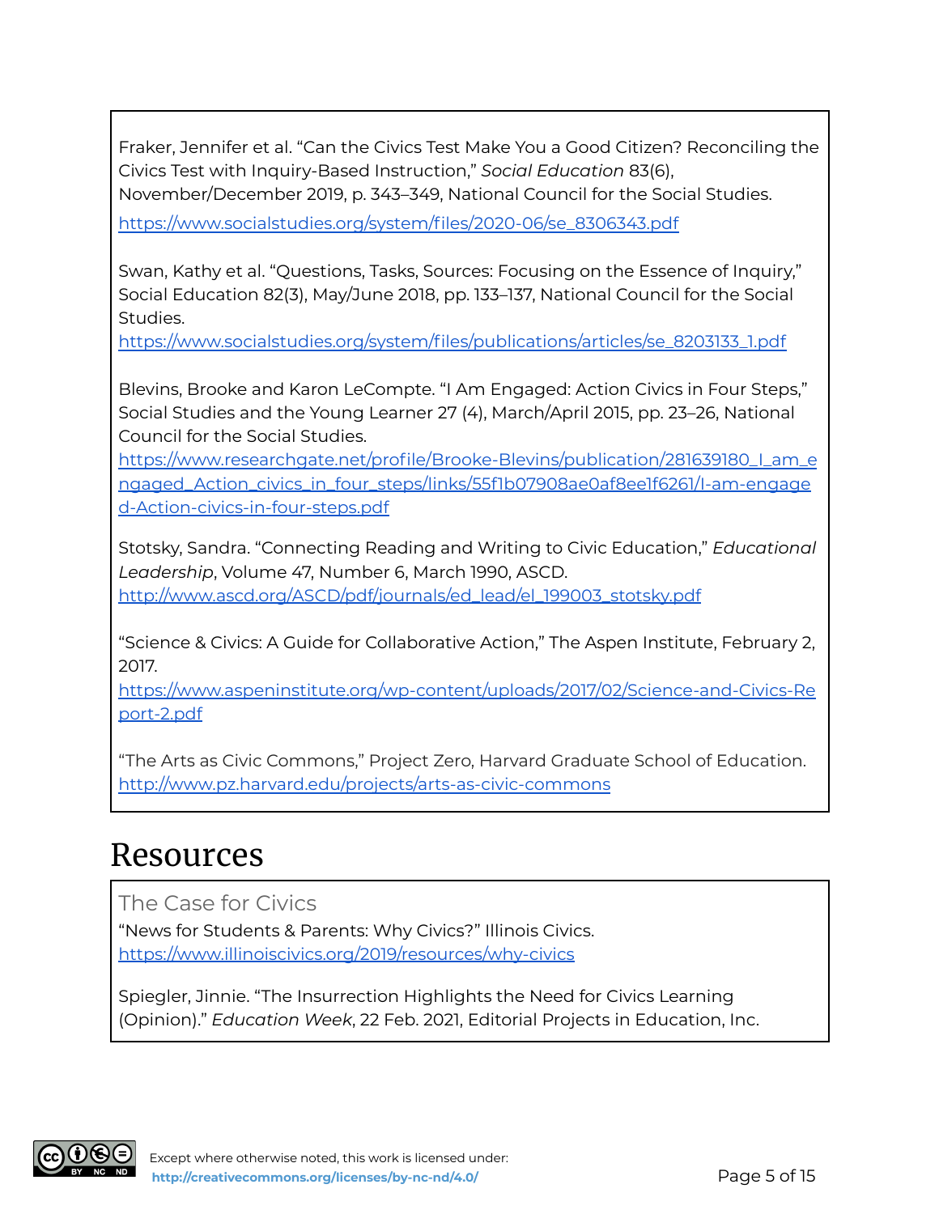Fraker, Jennifer et al. “Can the Civics Test Make You a Good Citizen? Reconciling the Civics Test with Inquiry-Based Instruction,” *Social Education* 83(6), November/December 2019, p. 343–349, National Council for the Social Studies.
https://www.socialstudies.org/system/files/2020-06/se_8306343.pdf

Swan, Kathy et al. “Questions, Tasks, Sources: Focusing on the Essence of Inquiry,” Social Education 82(3), May/June 2018, pp. 133–137, National Council for the Social Studies.
https://www.socialstudies.org/system/files/publications/articles/se_8203133_1.pdf

Blevins, Brooke and Karon LeCompte. “I Am Engaged: Action Civics in Four Steps,” Social Studies and the Young Learner 27 (4), March/April 2015, pp. 23–26, National Council for the Social Studies.
https://www.researchgate.net/profile/Brooke-Blevins/publication/281639180_I_am_engaged_Action_civics_in_four_steps/links/55f1b07908ae0af8ee1f6261/I-am-engaged-Action-civics-in-four-steps.pdf

Stotsky, Sandra. “Connecting Reading and Writing to Civic Education,” *Educational Leadership*, Volume 47, Number 6, March 1990, ASCD.
http://www.ascd.org/ASCD/pdf/journals/ed_lead/el_199003_stotsky.pdf

“Science & Civics: A Guide for Collaborative Action,” The Aspen Institute, February 2, 2017.
https://www.aspeninstitute.org/wp-content/uploads/2017/02/Science-and-Civics-Report-2.pdf

“The Arts as Civic Commons,” Project Zero, Harvard Graduate School of Education.
http://www.pz.harvard.edu/projects/arts-as-civic-commons

# Resources

## The Case for Civics

“News for Students & Parents: Why Civics?” Illinois Civics.
https://www.illinoiscivics.org/2019/resources/why-civics

Spiegler, Jinnie. “The Insurrection Highlights the Need for Civics Learning (Opinion).” *Education Week*, 22 Feb. 2021, Editorial Projects in Education, Inc.

Except where otherwise noted, this work is licensed under: **http://creativecommons.org/licenses/by-nc-nd/4.0/**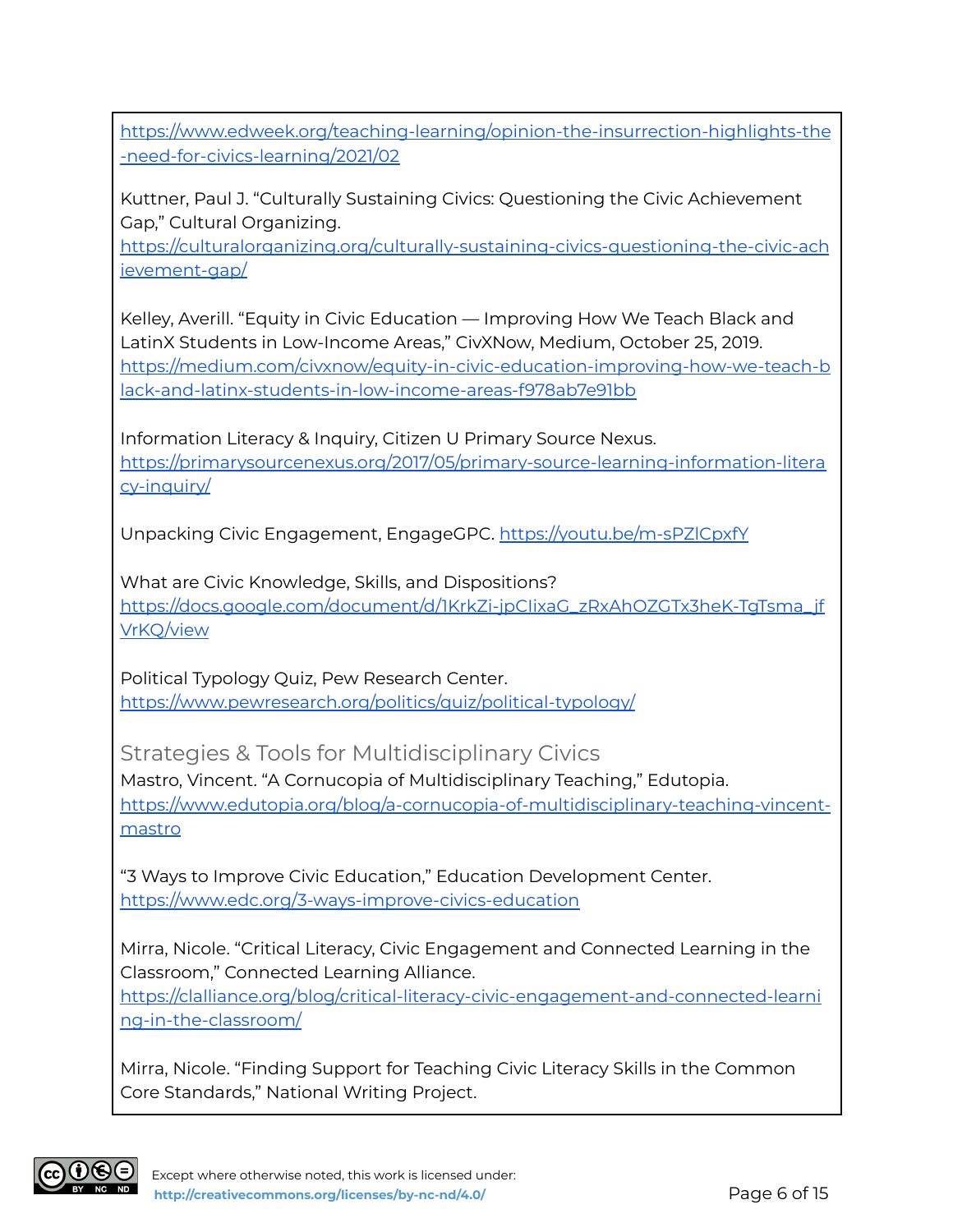https://www.edweek.org/teaching-learning/opinion-the-insurrection-highlights-the-need-for-civics-learning/2021/02

Kuttner, Paul J. "Culturally Sustaining Civics: Questioning the Civic Achievement Gap," Cultural Organizing. https://culturalorganizing.org/culturally-sustaining-civics-questioning-the-civic-achievement-gap/

Kelley, Averill. "Equity in Civic Education — Improving How We Teach Black and LatinX Students in Low-Income Areas," CivXNow, Medium, October 25, 2019. https://medium.com/civxnow/equity-in-civic-education-improving-how-we-teach-black-and-latinx-students-in-low-income-areas-f978ab7e91bb

Information Literacy & Inquiry, Citizen U Primary Source Nexus. https://primarysourcenexus.org/2017/05/primary-source-learning-information-literacy-inquiry/

Unpacking Civic Engagement, EngageGPC. https://youtu.be/m-sPZlCpxfY

What are Civic Knowledge, Skills, and Dispositions? https://docs.google.com/document/d/1KrkZi-jpCIixaG_zRxAhOZGTx3heK-TgTsma_jfVrKQ/view

Political Typology Quiz, Pew Research Center. https://www.pewresearch.org/politics/quiz/political-typology/

## Strategies & Tools for Multidisciplinary Civics

Mastro, Vincent. "A Cornucopia of Multidisciplinary Teaching," Edutopia. https://www.edutopia.org/blog/a-cornucopia-of-multidisciplinary-teaching-vincent-mastro

"3 Ways to Improve Civic Education," Education Development Center. https://www.edc.org/3-ways-improve-civics-education

Mirra, Nicole. "Critical Literacy, Civic Engagement and Connected Learning in the Classroom," Connected Learning Alliance. https://clalliance.org/blog/critical-literacy-civic-engagement-and-connected-learning-in-the-classroom/

Mirra, Nicole. "Finding Support for Teaching Civic Literacy Skills in the Common Core Standards," National Writing Project.

Except where otherwise noted, this work is licensed under: http://creativecommons.org/licenses/by-nc-nd/4.0/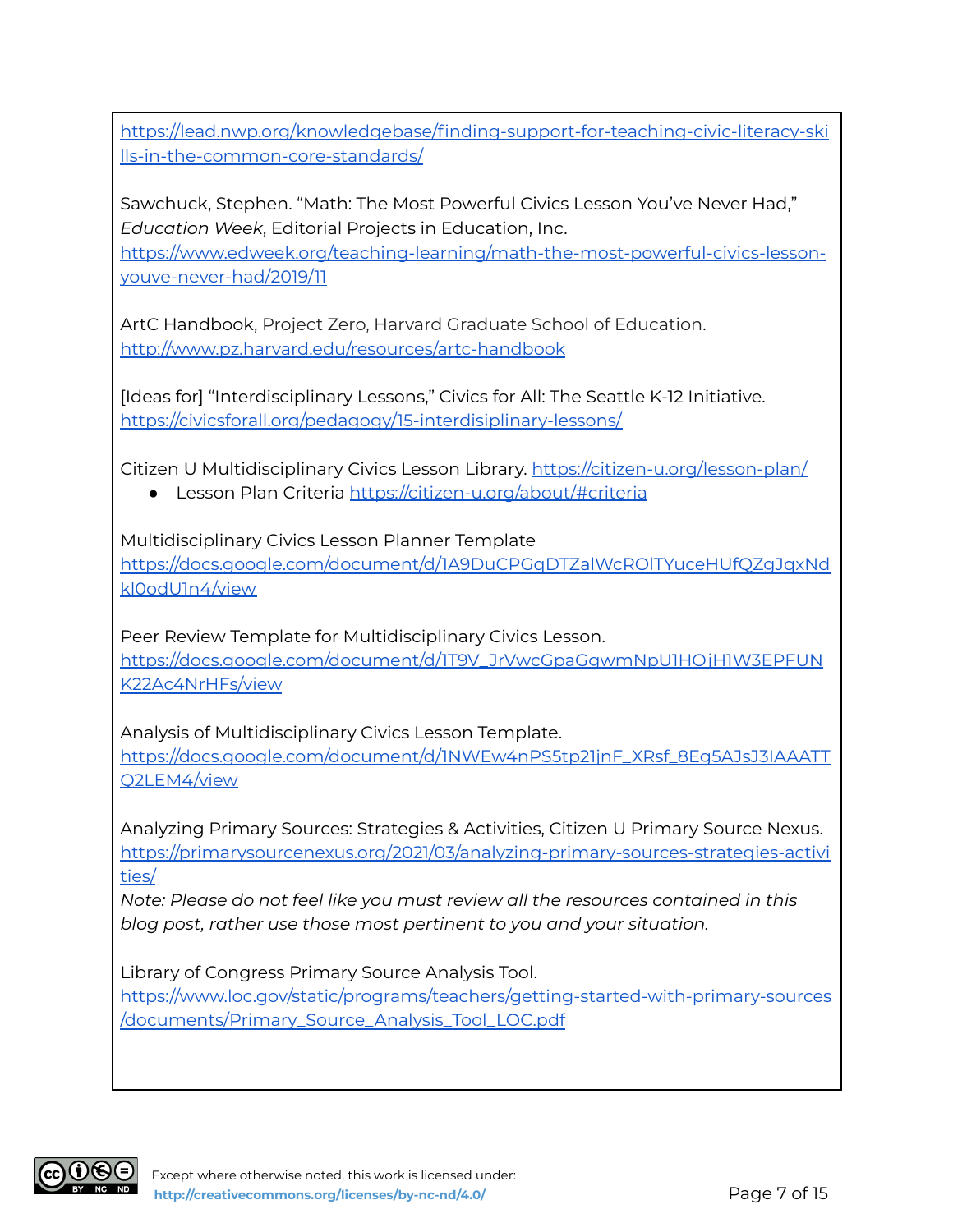https://lead.nwp.org/knowledgebase/finding-support-for-teaching-civic-literacy-skills-in-the-common-core-standards/

Sawchuck, Stephen. “Math: The Most Powerful Civics Lesson You’ve Never Had,” *Education Week*, Editorial Projects in Education, Inc. https://www.edweek.org/teaching-learning/math-the-most-powerful-civics-lesson-youve-never-had/2019/11

ArtC Handbook, Project Zero, Harvard Graduate School of Education. http://www.pz.harvard.edu/resources/artc-handbook

[Ideas for] “Interdisciplinary Lessons,” Civics for All: The Seattle K-12 Initiative. https://civicsforall.org/pedagogy/15-interdisiplinary-lessons/

Citizen U Multidisciplinary Civics Lesson Library. https://citizen-u.org/lesson-plan/

- Lesson Plan Criteria https://citizen-u.org/about/#criteria

Multidisciplinary Civics Lesson Planner Template https://docs.google.com/document/d/1A9DuCPGqDTZalWcROlTYuceHUfQZgJqxNdkl0odU1n4/view

Peer Review Template for Multidisciplinary Civics Lesson. https://docs.google.com/document/d/1T9V_JrVwcGpaGgwmNpU1HOjH1W3EPFUNK22Ac4NrHFs/view

Analysis of Multidisciplinary Civics Lesson Template. https://docs.google.com/document/d/1NWEw4nPS5tp21jnF_XRsf_8Eg5AJsJ3IAAATTQ2LEM4/view

Analyzing Primary Sources: Strategies & Activities, Citizen U Primary Source Nexus. https://primarysourcenexus.org/2021/03/analyzing-primary-sources-strategies-activities/
*Note: Please do not feel like you must review all the resources contained in this blog post, rather use those most pertinent to you and your situation.*

Library of Congress Primary Source Analysis Tool. https://www.loc.gov/static/programs/teachers/getting-started-with-primary-sources/documents/Primary_Source_Analysis_Tool_LOC.pdf

Except where otherwise noted, this work is licensed under: http://creativecommons.org/licenses/by-nc-nd/4.0/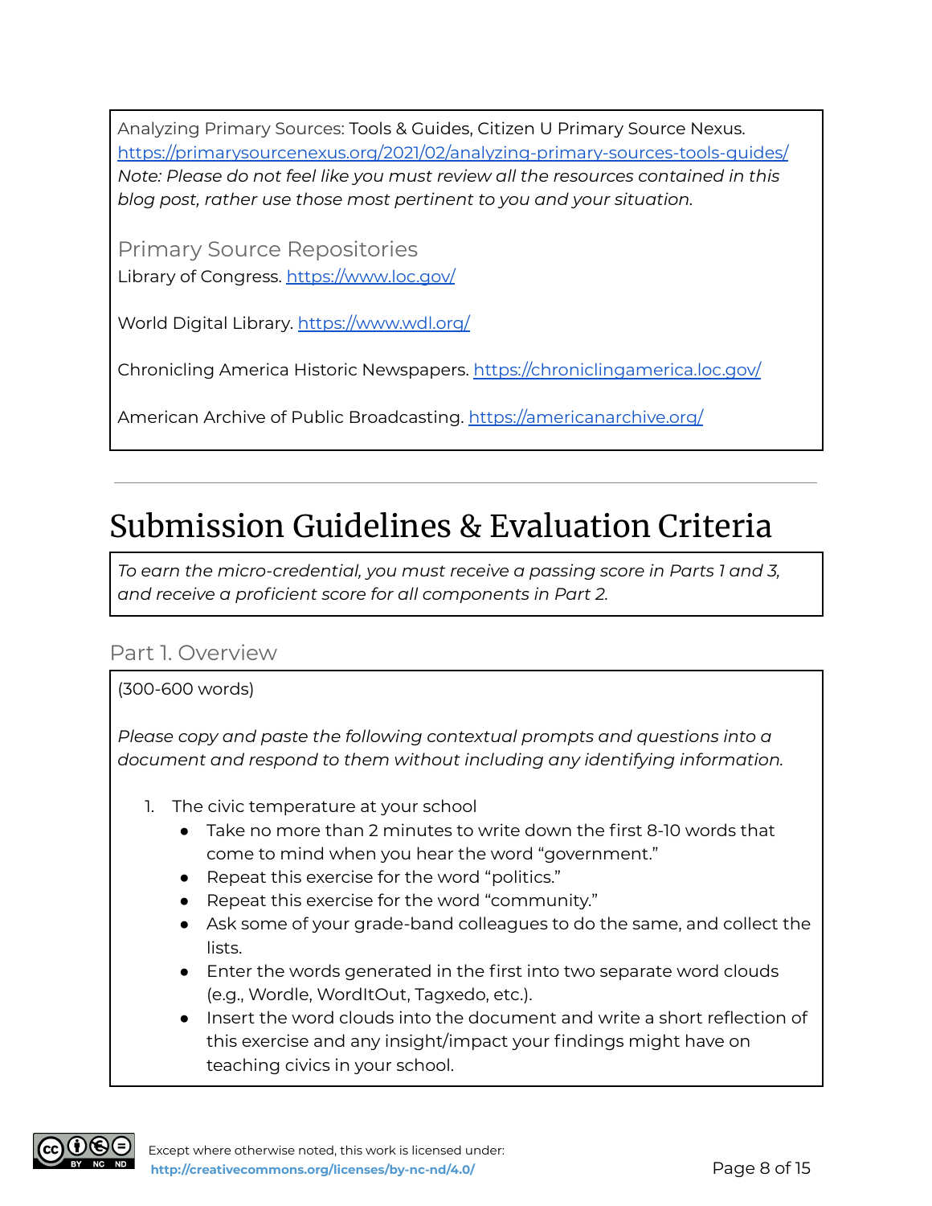Analyzing Primary Sources: Tools & Guides, Citizen U Primary Source Nexus. https://primarysourcenexus.org/2021/02/analyzing-primary-sources-tools-guides/
*Note: Please do not feel like you must review all the resources contained in this blog post, rather use those most pertinent to you and your situation.*

### Primary Source Repositories

Library of Congress. https://www.loc.gov/

World Digital Library. https://www.wdl.org/

Chronicling America Historic Newspapers. https://chroniclingamerica.loc.gov/

American Archive of Public Broadcasting. https://americanarchive.org/

---

# Submission Guidelines & Evaluation Criteria

*To earn the micro-credential, you must receive a passing score in Parts 1 and 3, and receive a proficient score for all components in Part 2.*

## Part 1. Overview

(300-600 words)

*Please copy and paste the following contextual prompts and questions into a document and respond to them without including any identifying information.*

1. The civic temperature at your school
   - Take no more than 2 minutes to write down the first 8-10 words that come to mind when you hear the word "government."
   - Repeat this exercise for the word "politics."
   - Repeat this exercise for the word "community."
   - Ask some of your grade-band colleagues to do the same, and collect the lists.
   - Enter the words generated in the first into two separate word clouds (e.g., Wordle, WordItOut, Tagxedo, etc.).
   - Insert the word clouds into the document and write a short reflection of this exercise and any insight/impact your findings might have on teaching civics in your school.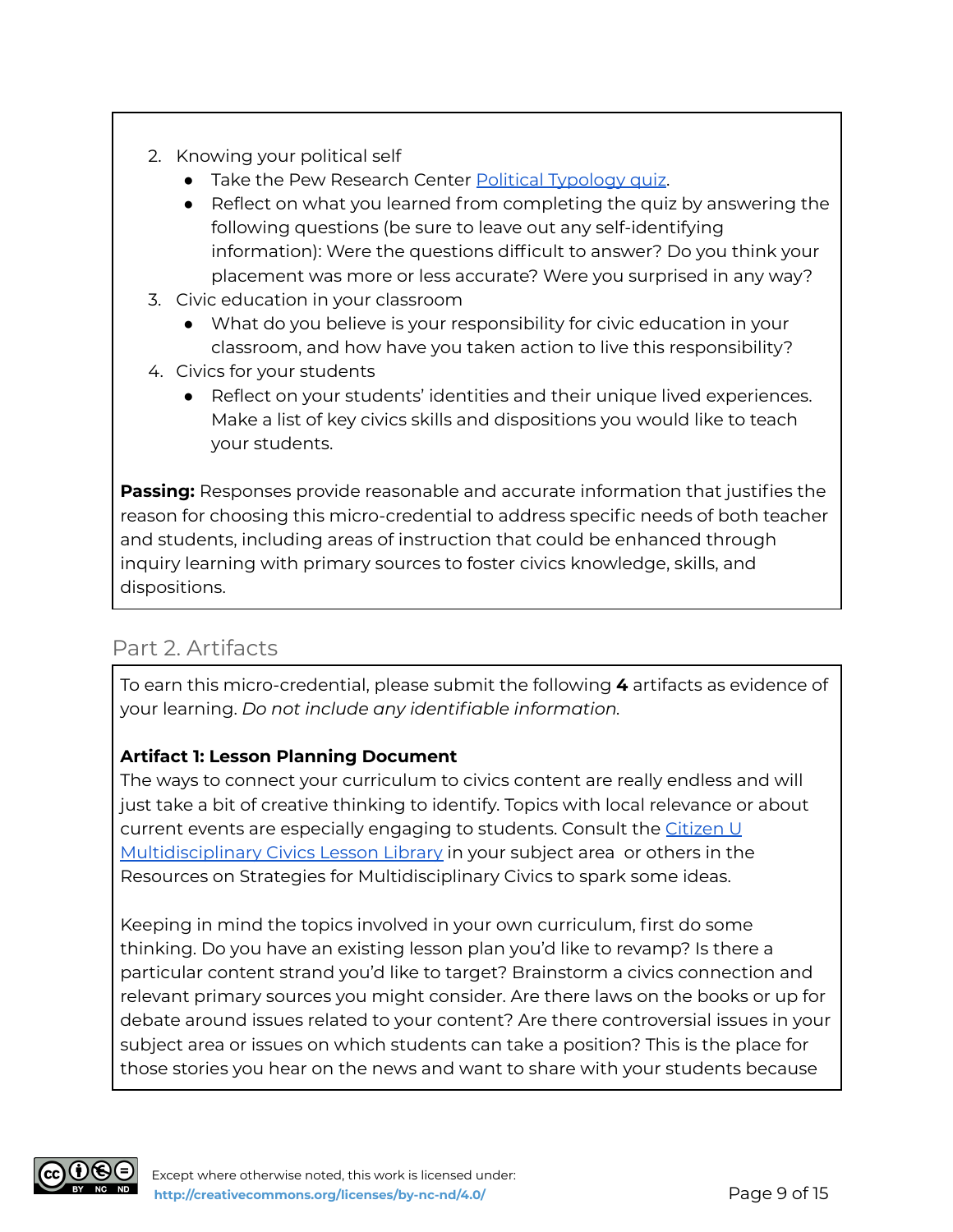2. Knowing your political self
   - Take the Pew Research Center Political Typology quiz.
   - Reflect on what you learned from completing the quiz by answering the following questions (be sure to leave out any self-identifying information): Were the questions difficult to answer? Do you think your placement was more or less accurate? Were you surprised in any way?
3. Civic education in your classroom
   - What do you believe is your responsibility for civic education in your classroom, and how have you taken action to live this responsibility?
4. Civics for your students
   - Reflect on your students' identities and their unique lived experiences. Make a list of key civics skills and dispositions you would like to teach your students.

**Passing:** Responses provide reasonable and accurate information that justifies the reason for choosing this micro-credential to address specific needs of both teacher and students, including areas of instruction that could be enhanced through inquiry learning with primary sources to foster civics knowledge, skills, and dispositions.

## Part 2. Artifacts

To earn this micro-credential, please submit the following **4** artifacts as evidence of your learning. *Do not include any identifiable information.*

**Artifact 1: Lesson Planning Document**

The ways to connect your curriculum to civics content are really endless and will just take a bit of creative thinking to identify. Topics with local relevance or about current events are especially engaging to students. Consult the Citizen U Multidisciplinary Civics Lesson Library in your subject area or others in the Resources on Strategies for Multidisciplinary Civics to spark some ideas.

Keeping in mind the topics involved in your own curriculum, first do some thinking. Do you have an existing lesson plan you'd like to revamp? Is there a particular content strand you'd like to target? Brainstorm a civics connection and relevant primary sources you might consider. Are there laws on the books or up for debate around issues related to your content? Are there controversial issues in your subject area or issues on which students can take a position? This is the place for those stories you hear on the news and want to share with your students because

Except where otherwise noted, this work is licensed under: http://creativecommons.org/licenses/by-nc-nd/4.0/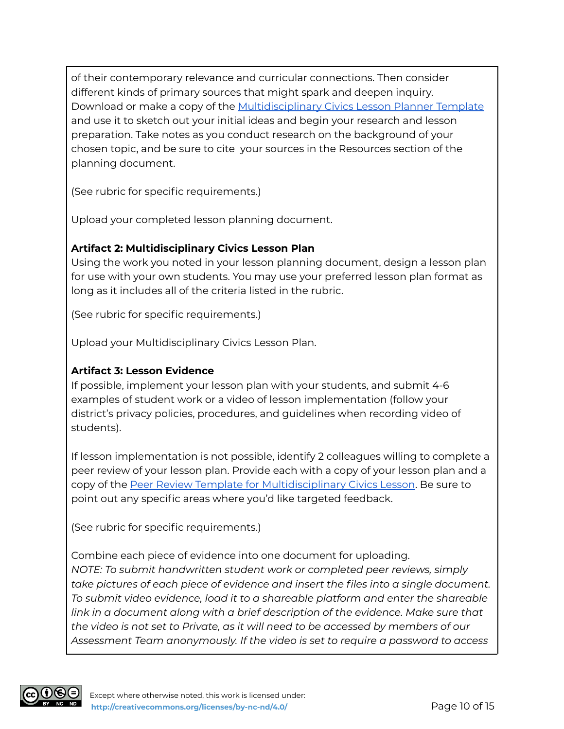of their contemporary relevance and curricular connections. Then consider different kinds of primary sources that might spark and deepen inquiry. Download or make a copy of the Multidisciplinary Civics Lesson Planner Template and use it to sketch out your initial ideas and begin your research and lesson preparation. Take notes as you conduct research on the background of your chosen topic, and be sure to cite your sources in the Resources section of the planning document.

(See rubric for specific requirements.)

Upload your completed lesson planning document.

**Artifact 2: Multidisciplinary Civics Lesson Plan**
Using the work you noted in your lesson planning document, design a lesson plan for use with your own students. You may use your preferred lesson plan format as long as it includes all of the criteria listed in the rubric.

(See rubric for specific requirements.)

Upload your Multidisciplinary Civics Lesson Plan.

**Artifact 3: Lesson Evidence**
If possible, implement your lesson plan with your students, and submit 4-6 examples of student work or a video of lesson implementation (follow your district's privacy policies, procedures, and guidelines when recording video of students).

If lesson implementation is not possible, identify 2 colleagues willing to complete a peer review of your lesson plan. Provide each with a copy of your lesson plan and a copy of the Peer Review Template for Multidisciplinary Civics Lesson. Be sure to point out any specific areas where you'd like targeted feedback.

(See rubric for specific requirements.)

Combine each piece of evidence into one document for uploading.
*NOTE: To submit handwritten student work or completed peer reviews, simply take pictures of each piece of evidence and insert the files into a single document. To submit video evidence, load it to a shareable platform and enter the shareable link in a document along with a brief description of the evidence. Make sure that the video is not set to Private, as it will need to be accessed by members of our Assessment Team anonymously. If the video is set to require a password to access*

Except where otherwise noted, this work is licensed under: http://creativecommons.org/licenses/by-nc-nd/4.0/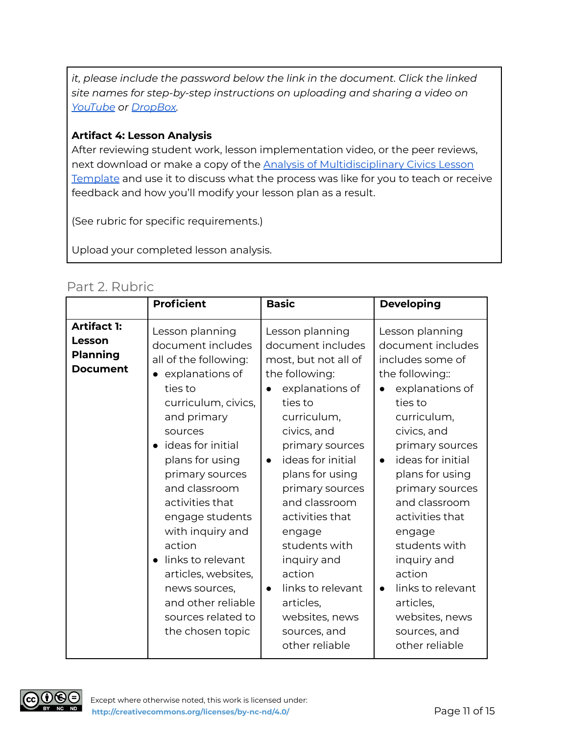*it, please include the password below the link in the document. Click the linked site names for step-by-step instructions on uploading and sharing a video on [YouTube](#) or [DropBox](#).*

**Artifact 4: Lesson Analysis**
After reviewing student work, lesson implementation video, or the peer reviews, next download or make a copy of the [Analysis of Multidisciplinary Civics Lesson Template](#) and use it to discuss what the process was like for you to teach or receive feedback and how you'll modify your lesson plan as a result.

(See rubric for specific requirements.)

Upload your completed lesson analysis.

## Part 2. Rubric

| | **Proficient** | **Basic** | **Developing** |
|---|---|---|---|
| **Artifact 1: Lesson Planning Document** | Lesson planning document includes all of the following:<br>• explanations of ties to curriculum, civics, and primary sources<br>• ideas for initial plans for using primary sources and classroom activities that engage students with inquiry and action<br>• links to relevant articles, websites, news sources, and other reliable sources related to the chosen topic | Lesson planning document includes most, but not all of the following:<br>• explanations of ties to curriculum, civics, and primary sources<br>• ideas for initial plans for using primary sources and classroom activities that engage students with inquiry and action<br>• links to relevant articles, websites, news sources, and other reliable | Lesson planning document includes includes some of the following::<br>• explanations of ties to curriculum, civics, and primary sources<br>• ideas for initial plans for using primary sources and classroom activities that engage students with inquiry and action<br>• links to relevant articles, websites, news sources, and other reliable |

Except where otherwise noted, this work is licensed under: http://creativecommons.org/licenses/by-nc-nd/4.0/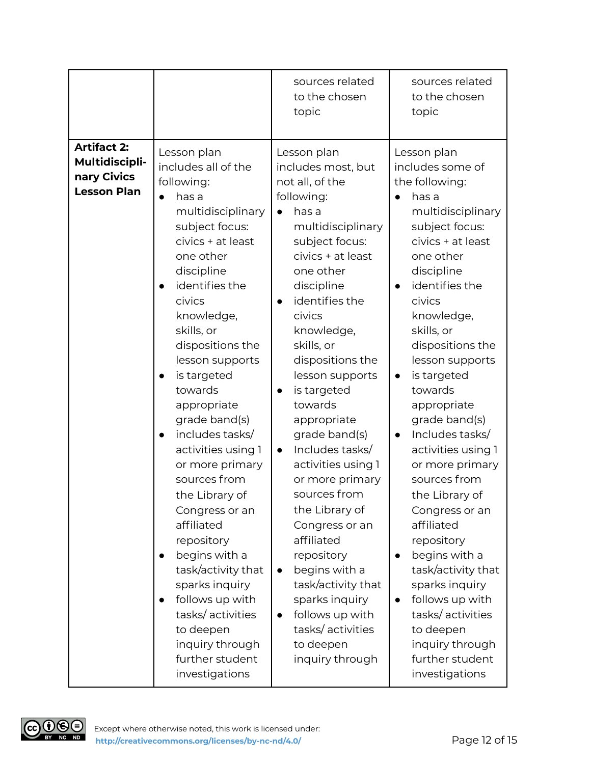| | | | |
|---|---|---|---|
| | | sources related to the chosen topic | sources related to the chosen topic |
| **Artifact 2: Multidisciplinary Civics Lesson Plan** | Lesson plan includes all of the following:<br>● has a multidisciplinary subject focus: civics + at least one other discipline<br>● identifies the civics knowledge, skills, or dispositions the lesson supports<br>● is targeted towards appropriate grade band(s)<br>● includes tasks/ activities using 1 or more primary sources from the Library of Congress or an affiliated repository<br>● begins with a task/activity that sparks inquiry<br>● follows up with tasks/ activities to deepen inquiry through further student investigations | Lesson plan includes most, but not all, of the following:<br>● has a multidisciplinary subject focus: civics + at least one other discipline<br>● identifies the civics knowledge, skills, or dispositions the lesson supports<br>● is targeted towards appropriate grade band(s)<br>● Includes tasks/ activities using 1 or more primary sources from the Library of Congress or an affiliated repository<br>● begins with a task/activity that sparks inquiry<br>● follows up with tasks/ activities to deepen inquiry through | Lesson plan includes some of the following:<br>● has a multidisciplinary subject focus: civics + at least one other discipline<br>● identifies the civics knowledge, skills, or dispositions the lesson supports<br>● is targeted towards appropriate grade band(s)<br>● Includes tasks/ activities using 1 or more primary sources from the Library of Congress or an affiliated repository<br>● begins with a task/activity that sparks inquiry<br>● follows up with tasks/ activities to deepen inquiry through further student investigations |

Except where otherwise noted, this work is licensed under: http://creativecommons.org/licenses/by-nc-nd/4.0/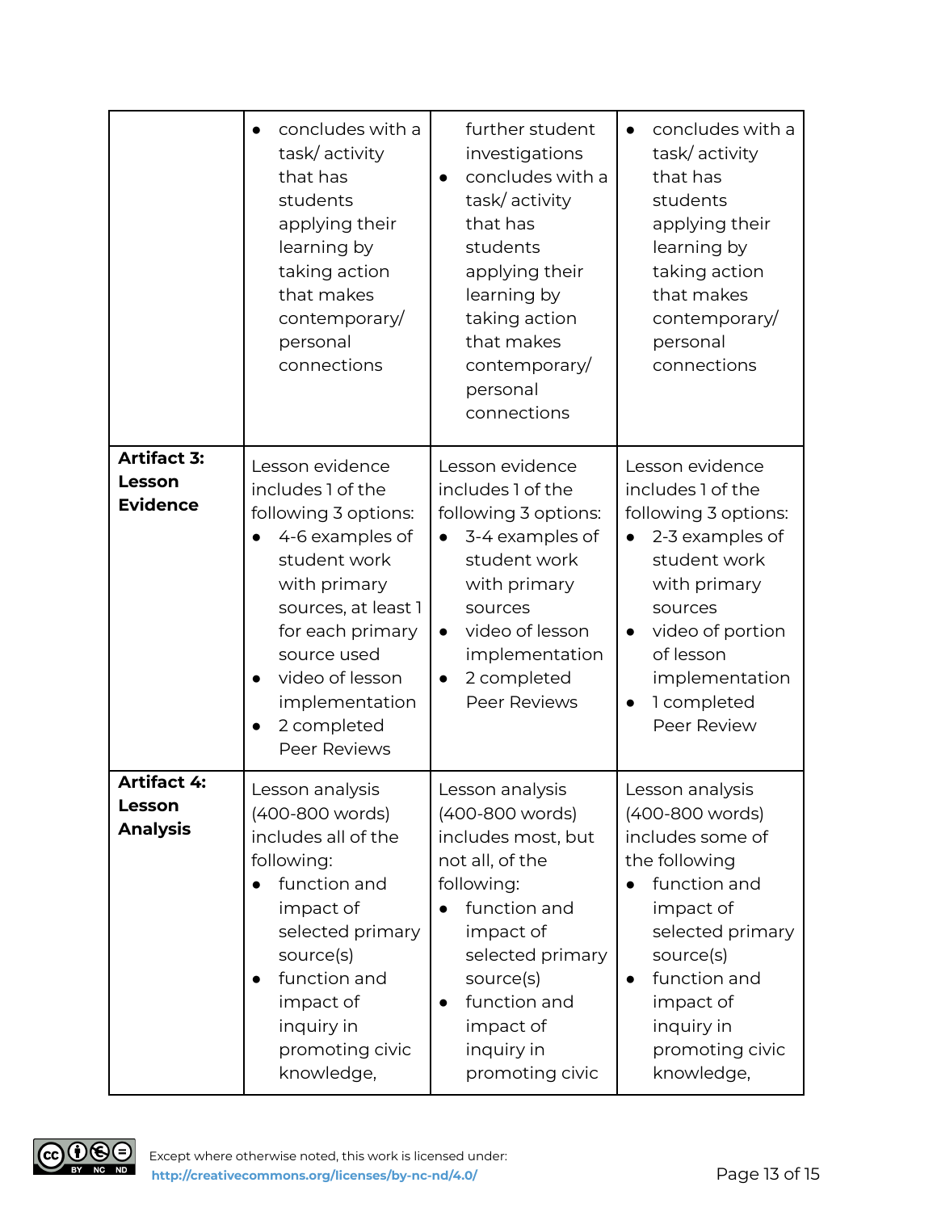| | | | |
|---|---|---|---|
| | • concludes with a task/ activity that has students applying their learning by taking action that makes contemporary/ personal connections | further student investigations<br>• concludes with a task/ activity that has students applying their learning by taking action that makes contemporary/ personal connections | • concludes with a task/ activity that has students applying their learning by taking action that makes contemporary/ personal connections |
| **Artifact 3: Lesson Evidence** | Lesson evidence includes 1 of the following 3 options:<br>• 4-6 examples of student work with primary sources, at least 1 for each primary source used<br>• video of lesson implementation<br>• 2 completed Peer Reviews | Lesson evidence includes 1 of the following 3 options:<br>• 3-4 examples of student work with primary sources<br>• video of lesson implementation<br>• 2 completed Peer Reviews | Lesson evidence includes 1 of the following 3 options:<br>• 2-3 examples of student work with primary sources<br>• video of portion of lesson implementation<br>• 1 completed Peer Review |
| **Artifact 4: Lesson Analysis** | Lesson analysis (400-800 words) includes all of the following:<br>• function and impact of selected primary source(s)<br>• function and impact of inquiry in promoting civic knowledge, | Lesson analysis (400-800 words) includes most, but not all, of the following:<br>• function and impact of selected primary source(s)<br>• function and impact of inquiry in promoting civic | Lesson analysis (400-800 words) includes some of the following<br>• function and impact of selected primary source(s)<br>• function and impact of inquiry in promoting civic knowledge, |

Except where otherwise noted, this work is licensed under: http://creativecommons.org/licenses/by-nc-nd/4.0/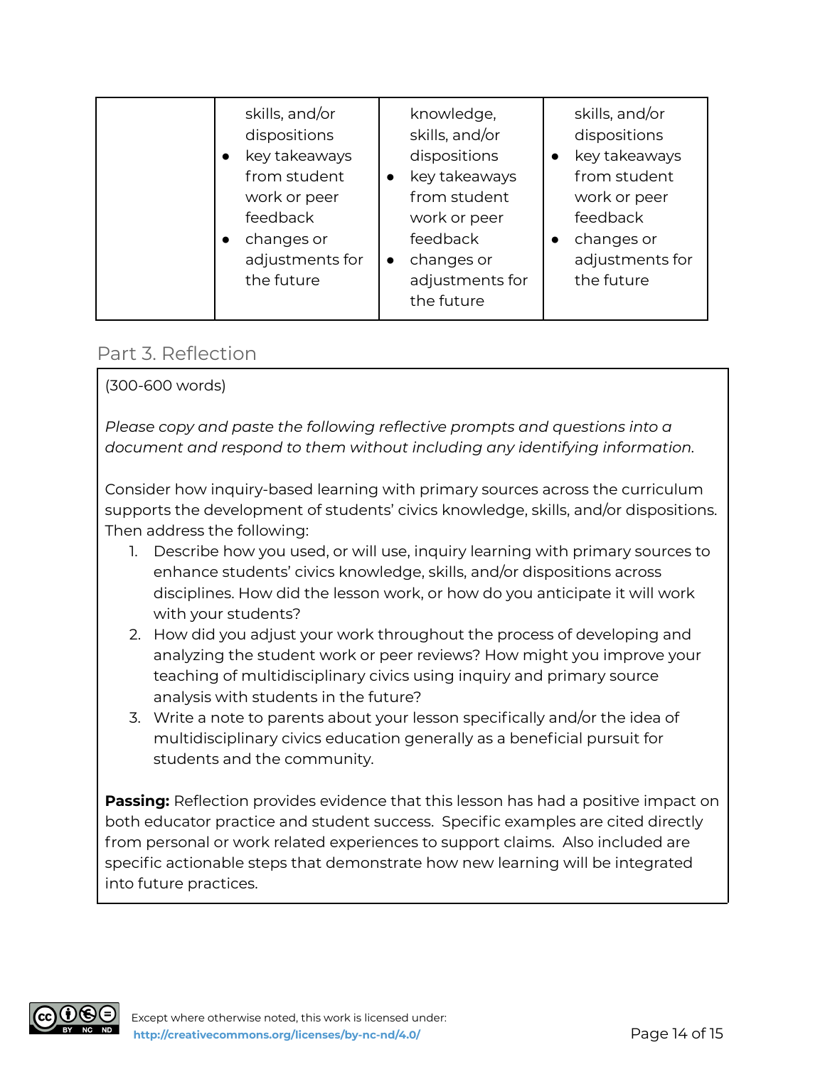| | | | |
|---|---|---|---|
| | skills, and/or dispositions<br>● key takeaways from student work or peer feedback<br>● changes or adjustments for the future | knowledge, skills, and/or dispositions<br>● key takeaways from student work or peer feedback<br>● changes or adjustments for the future | skills, and/or dispositions<br>● key takeaways from student work or peer feedback<br>● changes or adjustments for the future |

## Part 3. Reflection

(300-600 words)

*Please copy and paste the following reflective prompts and questions into a document and respond to them without including any identifying information.*

Consider how inquiry-based learning with primary sources across the curriculum supports the development of students' civics knowledge, skills, and/or dispositions. Then address the following:

1. Describe how you used, or will use, inquiry learning with primary sources to enhance students' civics knowledge, skills, and/or dispositions across disciplines. How did the lesson work, or how do you anticipate it will work with your students?
2. How did you adjust your work throughout the process of developing and analyzing the student work or peer reviews? How might you improve your teaching of multidisciplinary civics using inquiry and primary source analysis with students in the future?
3. Write a note to parents about your lesson specifically and/or the idea of multidisciplinary civics education generally as a beneficial pursuit for students and the community.

**Passing:** Reflection provides evidence that this lesson has had a positive impact on both educator practice and student success. Specific examples are cited directly from personal or work related experiences to support claims. Also included are specific actionable steps that demonstrate how new learning will be integrated into future practices.

Except where otherwise noted, this work is licensed under: http://creativecommons.org/licenses/by-nc-nd/4.0/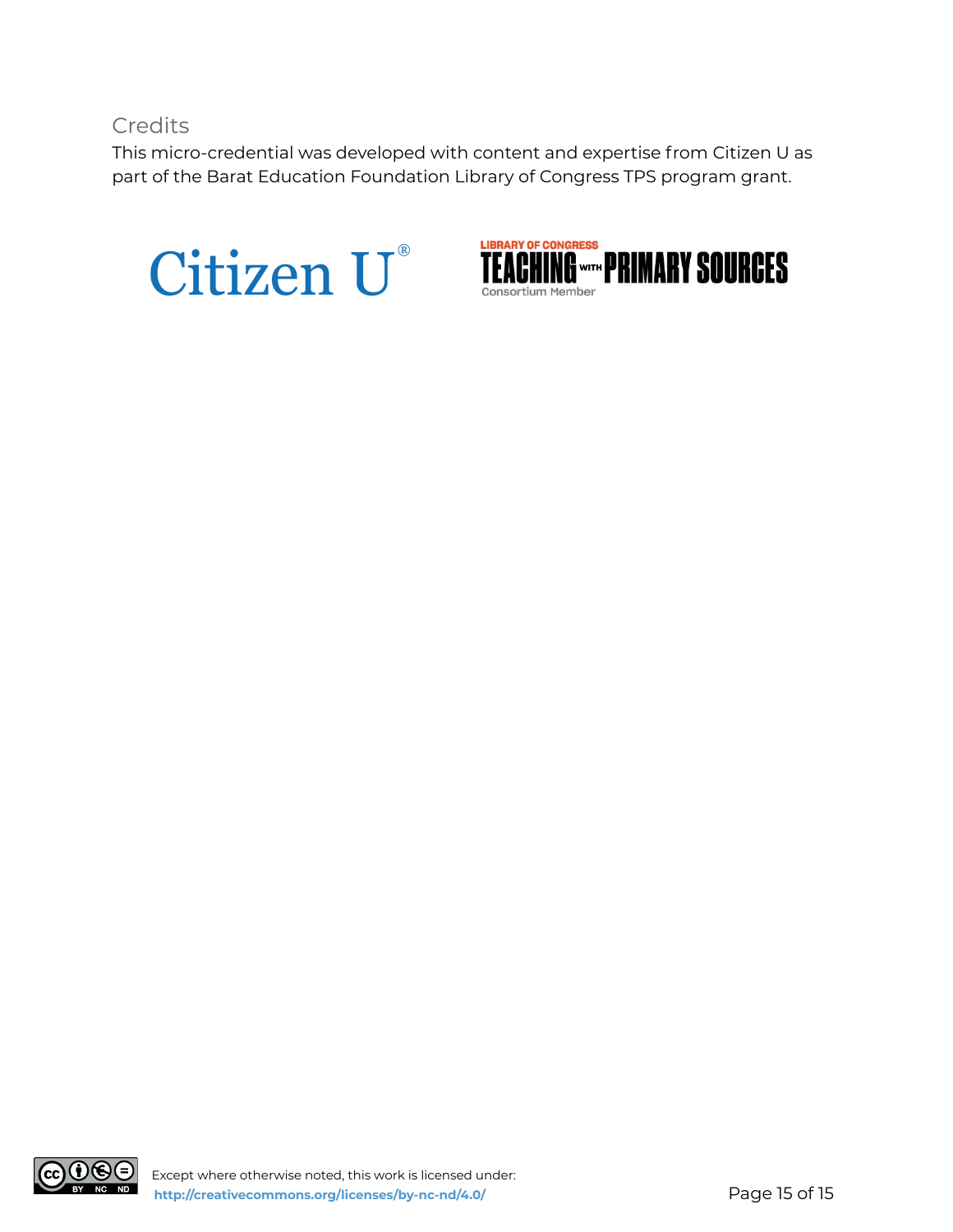## Credits

This micro-credential was developed with content and expertise from Citizen U as part of the Barat Education Foundation Library of Congress TPS program grant.

Except where otherwise noted, this work is licensed under:
http://creativecommons.org/licenses/by-nc-nd/4.0/